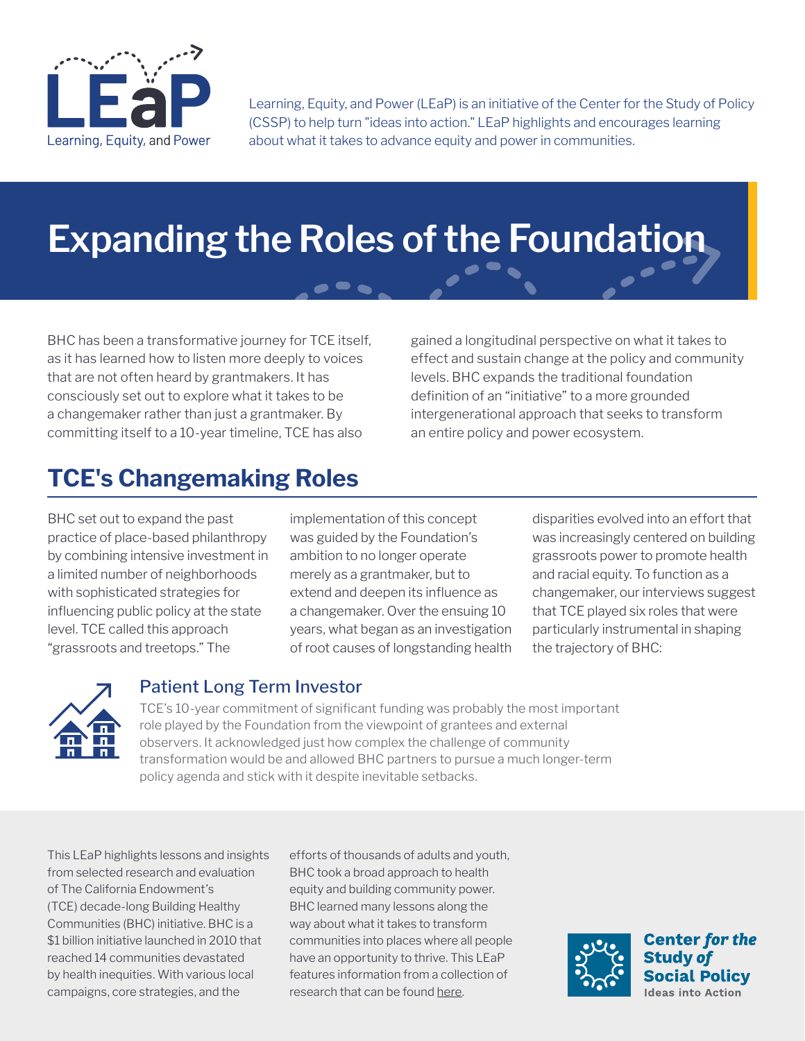Learning, Equity, and Power (LEaP) is an initiative of the Center for the Study of Policy (CSSP) to help turn "ideas into action." LEaP highlights and encourages learning about what it takes to advance equity and power in communities.

# Expanding the Roles of the Foundation

BHC has been a transformative journey for TCE itself, as it has learned how to listen more deeply to voices that are not often heard by grantmakers. It has consciously set out to explore what it takes to be a changemaker rather than just a grantmaker. By committing itself to a 10-year timeline, TCE has also gained a longitudinal perspective on what it takes to effect and sustain change at the policy and community levels. BHC expands the traditional foundation definition of an "initiative" to a more grounded intergenerational approach that seeks to transform an entire policy and power ecosystem.

## TCE's Changemaking Roles

BHC set out to expand the past practice of place-based philanthropy by combining intensive investment in a limited number of neighborhoods with sophisticated strategies for influencing public policy at the state level. TCE called this approach "grassroots and treetops." The implementation of this concept was guided by the Foundation's ambition to no longer operate merely as a grantmaker, but to extend and deepen its influence as a changemaker. Over the ensuing 10 years, what began as an investigation of root causes of longstanding health disparities evolved into an effort that was increasingly centered on building grassroots power to promote health and racial equity. To function as a changemaker, our interviews suggest that TCE played six roles that were particularly instrumental in shaping the trajectory of BHC:

### Patient Long Term Investor

TCE's 10-year commitment of significant funding was probably the most important role played by the Foundation from the viewpoint of grantees and external observers. It acknowledged just how complex the challenge of community transformation would be and allowed BHC partners to pursue a much longer-term policy agenda and stick with it despite inevitable setbacks.

This LEaP highlights lessons and insights from selected research and evaluation of The California Endowment's (TCE) decade-long Building Healthy Communities (BHC) initiative. BHC is a $1 billion initiative launched in 2010 that reached 14 communities devastated by health inequities. With various local campaigns, core strategies, and the efforts of thousands of adults and youth, BHC took a broad approach to health equity and building community power. BHC learned many lessons along the way about what it takes to transform communities into places where all people have an opportunity to thrive. This LEaP features information from a collection of research that can be found here.

Center for the Study of Social Policy
Ideas into Action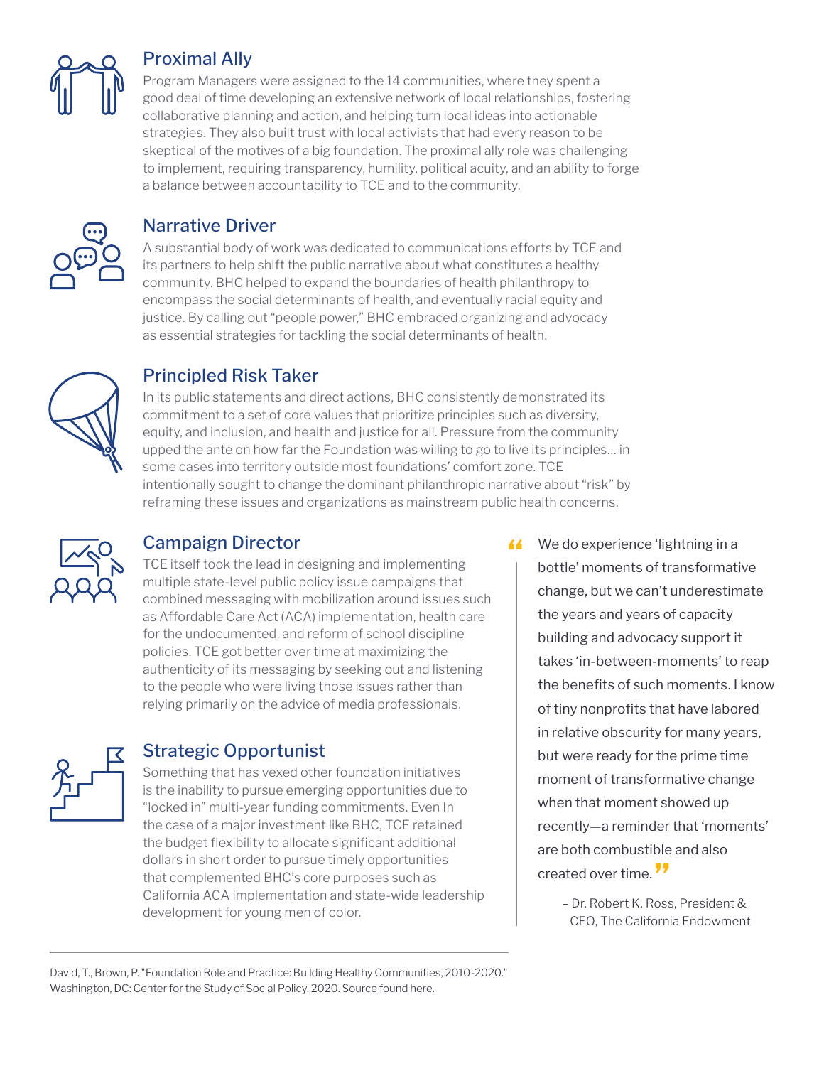## Proximal Ally

Program Managers were assigned to the 14 communities, where they spent a good deal of time developing an extensive network of local relationships, fostering collaborative planning and action, and helping turn local ideas into actionable strategies. They also built trust with local activists that had every reason to be skeptical of the motives of a big foundation. The proximal ally role was challenging to implement, requiring transparency, humility, political acuity, and an ability to forge a balance between accountability to TCE and to the community.

## Narrative Driver

A substantial body of work was dedicated to communications efforts by TCE and its partners to help shift the public narrative about what constitutes a healthy community. BHC helped to expand the boundaries of health philanthropy to encompass the social determinants of health, and eventually racial equity and justice. By calling out "people power," BHC embraced organizing and advocacy as essential strategies for tackling the social determinants of health.

## Principled Risk Taker

In its public statements and direct actions, BHC consistently demonstrated its commitment to a set of core values that prioritize principles such as diversity, equity, and inclusion, and health and justice for all. Pressure from the community upped the ante on how far the Foundation was willing to go to live its principles… in some cases into territory outside most foundations' comfort zone. TCE intentionally sought to change the dominant philanthropic narrative about "risk" by reframing these issues and organizations as mainstream public health concerns.

## Campaign Director

TCE itself took the lead in designing and implementing multiple state-level public policy issue campaigns that combined messaging with mobilization around issues such as Affordable Care Act (ACA) implementation, health care for the undocumented, and reform of school discipline policies. TCE got better over time at maximizing the authenticity of its messaging by seeking out and listening to the people who were living those issues rather than relying primarily on the advice of media professionals.

## Strategic Opportunist

Something that has vexed other foundation initiatives is the inability to pursue emerging opportunities due to "locked in" multi-year funding commitments. Even In the case of a major investment like BHC, TCE retained the budget flexibility to allocate significant additional dollars in short order to pursue timely opportunities that complemented BHC's core purposes such as California ACA implementation and state-wide leadership development for young men of color.

> "We do experience 'lightning in a bottle' moments of transformative change, but we can't underestimate the years and years of capacity building and advocacy support it takes 'in-between-moments' to reap the benefits of such moments. I know of tiny nonprofits that have labored in relative obscurity for many years, but were ready for the prime time moment of transformative change when that moment showed up recently—a reminder that 'moments' are both combustible and also created over time."
>
> – Dr. Robert K. Ross, President & CEO, The California Endowment

David, T., Brown, P. "Foundation Role and Practice: Building Healthy Communities, 2010-2020." Washington, DC: Center for the Study of Social Policy. 2020. Source found here.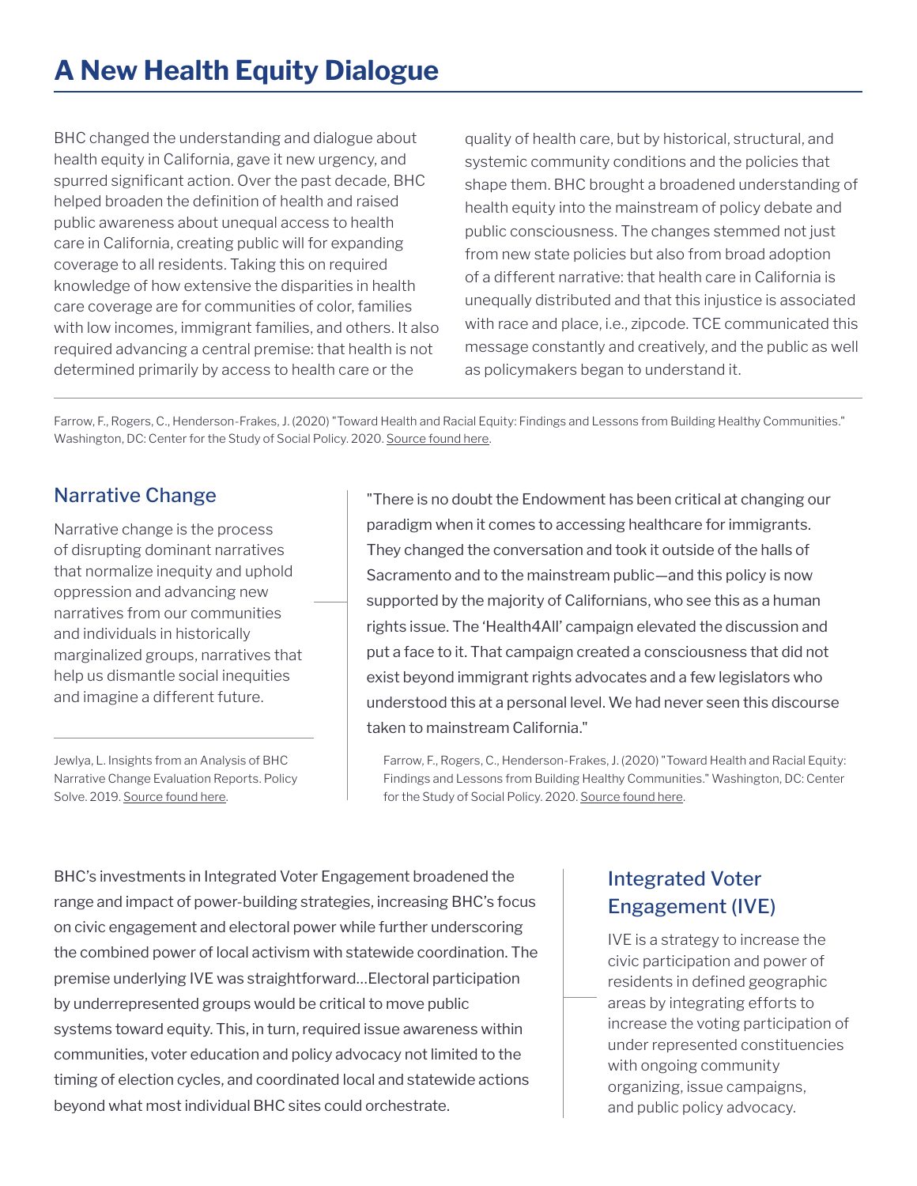# A New Health Equity Dialogue

BHC changed the understanding and dialogue about health equity in California, gave it new urgency, and spurred significant action. Over the past decade, BHC helped broaden the definition of health and raised public awareness about unequal access to health care in California, creating public will for expanding coverage to all residents. Taking this on required knowledge of how extensive the disparities in health care coverage are for communities of color, families with low incomes, immigrant families, and others. It also required advancing a central premise: that health is not determined primarily by access to health care or the quality of health care, but by historical, structural, and systemic community conditions and the policies that shape them. BHC brought a broadened understanding of health equity into the mainstream of policy debate and public consciousness. The changes stemmed not just from new state policies but also from broad adoption of a different narrative: that health care in California is unequally distributed and that this injustice is associated with race and place, i.e., zipcode. TCE communicated this message constantly and creatively, and the public as well as policymakers began to understand it.

Farrow, F., Rogers, C., Henderson-Frakes, J. (2020) "Toward Health and Racial Equity: Findings and Lessons from Building Healthy Communities." Washington, DC: Center for the Study of Social Policy. 2020. Source found here.

## Narrative Change

Narrative change is the process of disrupting dominant narratives that normalize inequity and uphold oppression and advancing new narratives from our communities and individuals in historically marginalized groups, narratives that help us dismantle social inequities and imagine a different future.

Jewlya, L. Insights from an Analysis of BHC Narrative Change Evaluation Reports. Policy Solve. 2019. Source found here.

"There is no doubt the Endowment has been critical at changing our paradigm when it comes to accessing healthcare for immigrants. They changed the conversation and took it outside of the halls of Sacramento and to the mainstream public—and this policy is now supported by the majority of Californians, who see this as a human rights issue. The 'Health4All' campaign elevated the discussion and put a face to it. That campaign created a consciousness that did not exist beyond immigrant rights advocates and a few legislators who understood this at a personal level. We had never seen this discourse taken to mainstream California."

Farrow, F., Rogers, C., Henderson-Frakes, J. (2020) "Toward Health and Racial Equity: Findings and Lessons from Building Healthy Communities." Washington, DC: Center for the Study of Social Policy. 2020. Source found here.

BHC's investments in Integrated Voter Engagement broadened the range and impact of power-building strategies, increasing BHC's focus on civic engagement and electoral power while further underscoring the combined power of local activism with statewide coordination. The premise underlying IVE was straightforward…Electoral participation by underrepresented groups would be critical to move public systems toward equity. This, in turn, required issue awareness within communities, voter education and policy advocacy not limited to the timing of election cycles, and coordinated local and statewide actions beyond what most individual BHC sites could orchestrate.

## Integrated Voter Engagement (IVE)

IVE is a strategy to increase the civic participation and power of residents in defined geographic areas by integrating efforts to increase the voting participation of under represented constituencies with ongoing community organizing, issue campaigns, and public policy advocacy.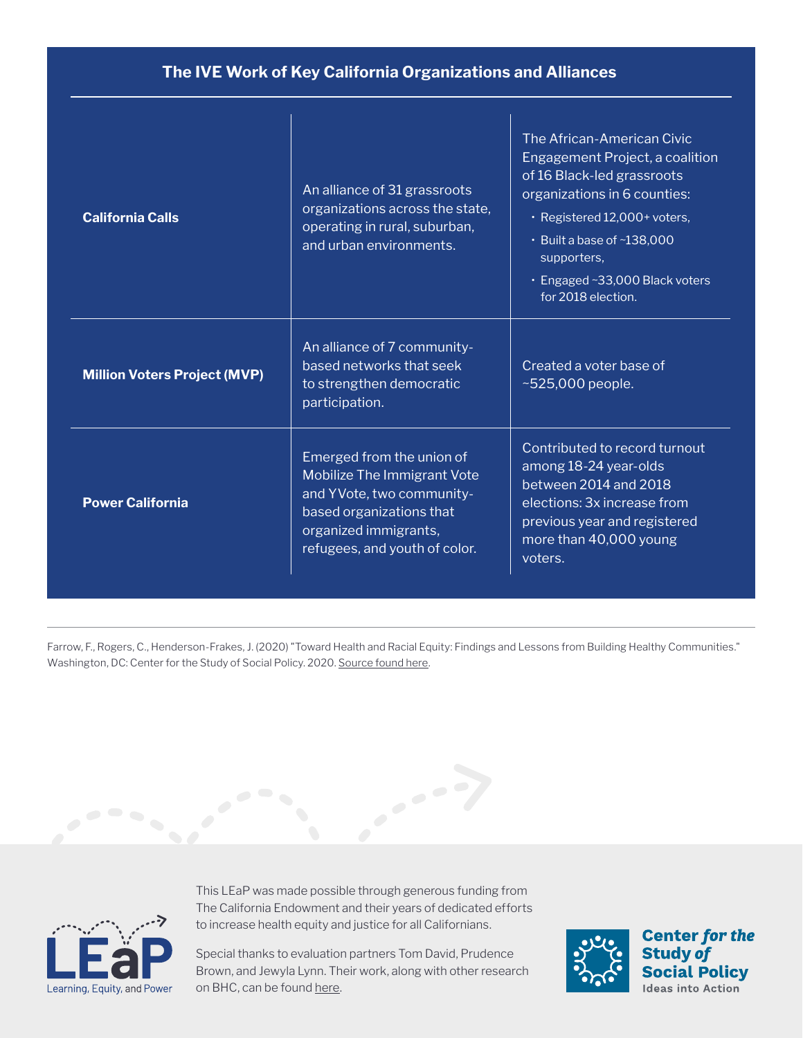## The IVE Work of Key California Organizations and Alliances

| | | |
|---|---|---|
| **California Calls** | An alliance of 31 grassroots organizations across the state, operating in rural, suburban, and urban environments. | The African-American Civic Engagement Project, a coalition of 16 Black-led grassroots organizations in 6 counties: • Registered 12,000+ voters, • Built a base of ~138,000 supporters, • Engaged ~33,000 Black voters for 2018 election. |
| **Million Voters Project (MVP)** | An alliance of 7 community-based networks that seek to strengthen democratic participation. | Created a voter base of ~525,000 people. |
| **Power California** | Emerged from the union of Mobilize The Immigrant Vote and YVote, two community-based organizations that organized immigrants, refugees, and youth of color. | Contributed to record turnout among 18-24 year-olds between 2014 and 2018 elections: 3x increase from previous year and registered more than 40,000 young voters. |

Farrow, F., Rogers, C., Henderson-Frakes, J. (2020) "Toward Health and Racial Equity: Findings and Lessons from Building Healthy Communities." Washington, DC: Center for the Study of Social Policy. 2020. Source found here.

LEaP
Learning, Equity, and Power

This LEaP was made possible through generous funding from The California Endowment and their years of dedicated efforts to increase health equity and justice for all Californians.

Special thanks to evaluation partners Tom David, Prudence Brown, and Jewyla Lynn. Their work, along with other research on BHC, can be found here.

Center *for the* Study *of* Social Policy
Ideas into Action